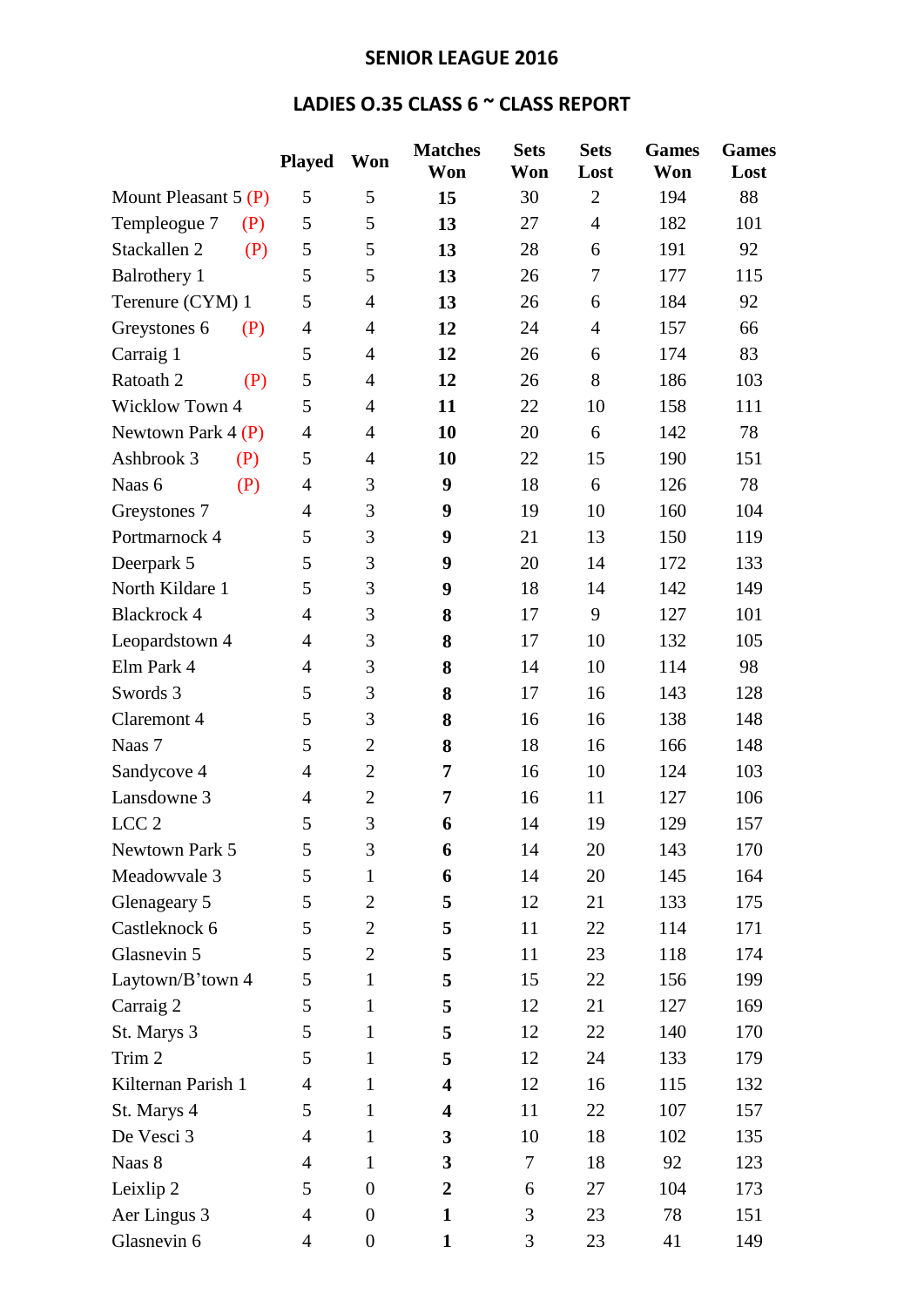# SENIOR LEAGUE 2016

## LADIES O.35 CLASS 6 ~ CLASS REPORT

| | Played | Won | Matches Won | Sets Won | Sets Lost | Games Won | Games Lost |
|---|---|---|---|---|---|---|---|
| Mount Pleasant 5 (P) | 5 | 5 | **15** | 30 | 2 | 194 | 88 |
| Templeogue 7 (P) | 5 | 5 | **13** | 27 | 4 | 182 | 101 |
| Stackallen 2 (P) | 5 | 5 | **13** | 28 | 6 | 191 | 92 |
| Balrothery 1 | 5 | 5 | **13** | 26 | 7 | 177 | 115 |
| Terenure (CYM) 1 | 5 | 4 | **13** | 26 | 6 | 184 | 92 |
| Greystones 6 (P) | 4 | 4 | **12** | 24 | 4 | 157 | 66 |
| Carraig 1 | 5 | 4 | **12** | 26 | 6 | 174 | 83 |
| Ratoath 2 (P) | 5 | 4 | **12** | 26 | 8 | 186 | 103 |
| Wicklow Town 4 | 5 | 4 | **11** | 22 | 10 | 158 | 111 |
| Newtown Park 4 (P) | 4 | 4 | **10** | 20 | 6 | 142 | 78 |
| Ashbrook 3 (P) | 5 | 4 | **10** | 22 | 15 | 190 | 151 |
| Naas 6 (P) | 4 | 3 | **9** | 18 | 6 | 126 | 78 |
| Greystones 7 | 4 | 3 | **9** | 19 | 10 | 160 | 104 |
| Portmarnock 4 | 5 | 3 | **9** | 21 | 13 | 150 | 119 |
| Deerpark 5 | 5 | 3 | **9** | 20 | 14 | 172 | 133 |
| North Kildare 1 | 5 | 3 | **9** | 18 | 14 | 142 | 149 |
| Blackrock 4 | 4 | 3 | **8** | 17 | 9 | 127 | 101 |
| Leopardstown 4 | 4 | 3 | **8** | 17 | 10 | 132 | 105 |
| Elm Park 4 | 4 | 3 | **8** | 14 | 10 | 114 | 98 |
| Swords 3 | 5 | 3 | **8** | 17 | 16 | 143 | 128 |
| Claremont 4 | 5 | 3 | **8** | 16 | 16 | 138 | 148 |
| Naas 7 | 5 | 2 | **8** | 18 | 16 | 166 | 148 |
| Sandycove 4 | 4 | 2 | **7** | 16 | 10 | 124 | 103 |
| Lansdowne 3 | 4 | 2 | **7** | 16 | 11 | 127 | 106 |
| LCC 2 | 5 | 3 | **6** | 14 | 19 | 129 | 157 |
| Newtown Park 5 | 5 | 3 | **6** | 14 | 20 | 143 | 170 |
| Meadowvale 3 | 5 | 1 | **6** | 14 | 20 | 145 | 164 |
| Glenageary 5 | 5 | 2 | **5** | 12 | 21 | 133 | 175 |
| Castleknock 6 | 5 | 2 | **5** | 11 | 22 | 114 | 171 |
| Glasnevin 5 | 5 | 2 | **5** | 11 | 23 | 118 | 174 |
| Laytown/B'town 4 | 5 | 1 | **5** | 15 | 22 | 156 | 199 |
| Carraig 2 | 5 | 1 | **5** | 12 | 21 | 127 | 169 |
| St. Marys 3 | 5 | 1 | **5** | 12 | 22 | 140 | 170 |
| Trim 2 | 5 | 1 | **5** | 12 | 24 | 133 | 179 |
| Kilternan Parish 1 | 4 | 1 | **4** | 12 | 16 | 115 | 132 |
| St. Marys 4 | 5 | 1 | **4** | 11 | 22 | 107 | 157 |
| De Vesci 3 | 4 | 1 | **3** | 10 | 18 | 102 | 135 |
| Naas 8 | 4 | 1 | **3** | 7 | 18 | 92 | 123 |
| Leixlip 2 | 5 | 0 | **2** | 6 | 27 | 104 | 173 |
| Aer Lingus 3 | 4 | 0 | **1** | 3 | 23 | 78 | 151 |
| Glasnevin 6 | 4 | 0 | **1** | 3 | 23 | 41 | 149 |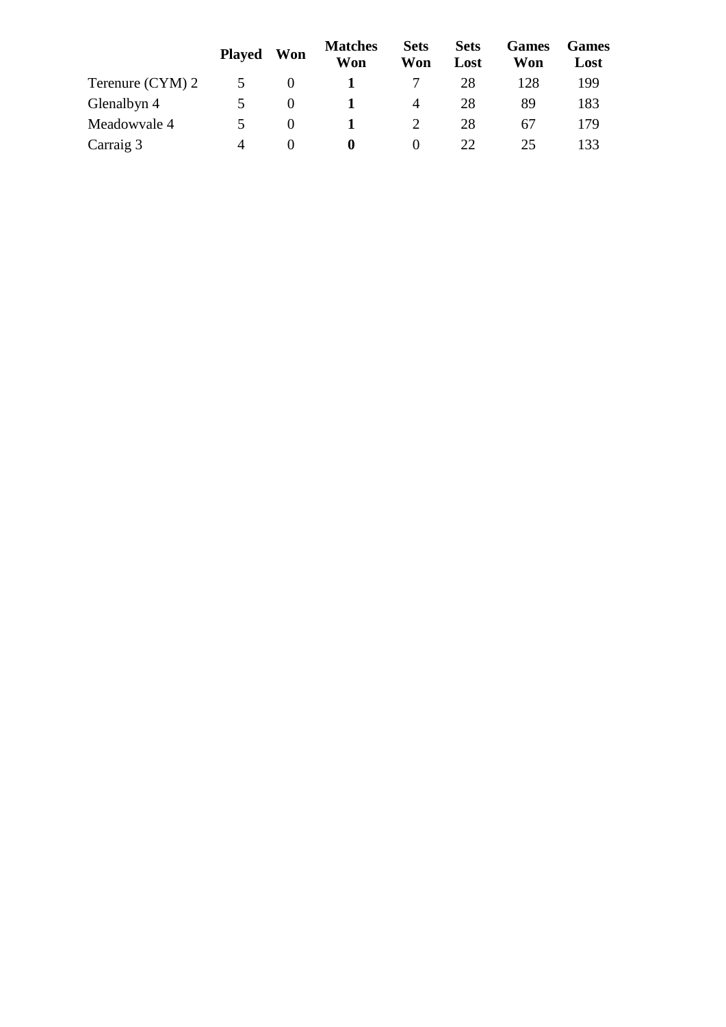| | Played | Won | Matches Won | Sets Won | Sets Lost | Games Won | Games Lost |
|---|---|---|---|---|---|---|---|
| Terenure (CYM) 2 | 5 | 0 | **1** | 7 | 28 | 128 | 199 |
| Glenalbyn 4 | 5 | 0 | **1** | 4 | 28 | 89 | 183 |
| Meadowvale 4 | 5 | 0 | **1** | 2 | 28 | 67 | 179 |
| Carraig 3 | 4 | 0 | **0** | 0 | 22 | 25 | 133 |